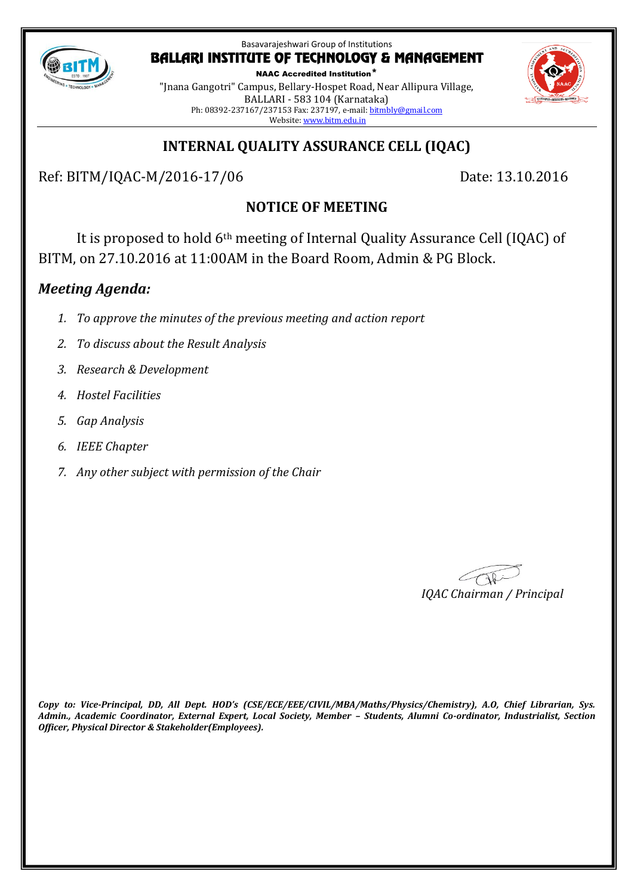Basavarajeshwari Group of Institutions

# BALLARI INSTITUTE OF TECHNOLOGY & MANAGEMENT

**NAAC Accredited Institution***

"Jnana Gangotri" Campus, Bellary-Hospet Road, Near Allipura Village,
BALLARI - 583 104 (Karnataka)
Ph: 08392-237167/237153 Fax: 237197, e-mail: bitmbly@gmail.com
Website: www.bitm.edu.in

## INTERNAL QUALITY ASSURANCE CELL (IQAC)

Ref: BITM/IQAC-M/2016-17/06 Date: 13.10.2016

### NOTICE OF MEETING

It is proposed to hold 6th meeting of Internal Quality Assurance Cell (IQAC) of BITM, on 27.10.2016 at 11:00AM in the Board Room, Admin & PG Block.

### *Meeting Agenda:*

1. *To approve the minutes of the previous meeting and action report*
2. *To discuss about the Result Analysis*
3. *Research & Development*
4. *Hostel Facilities*
5. *Gap Analysis*
6. *IEEE Chapter*
7. *Any other subject with permission of the Chair*

*IQAC Chairman / Principal*

***Copy to: Vice-Principal, DD, All Dept. HOD's (CSE/ECE/EEE/CIVIL/MBA/Maths/Physics/Chemistry), A.O, Chief Librarian, Sys. Admin., Academic Coordinator, External Expert, Local Society, Member – Students, Alumni Co-ordinator, Industrialist, Section Officer, Physical Director & Stakeholder(Employees).***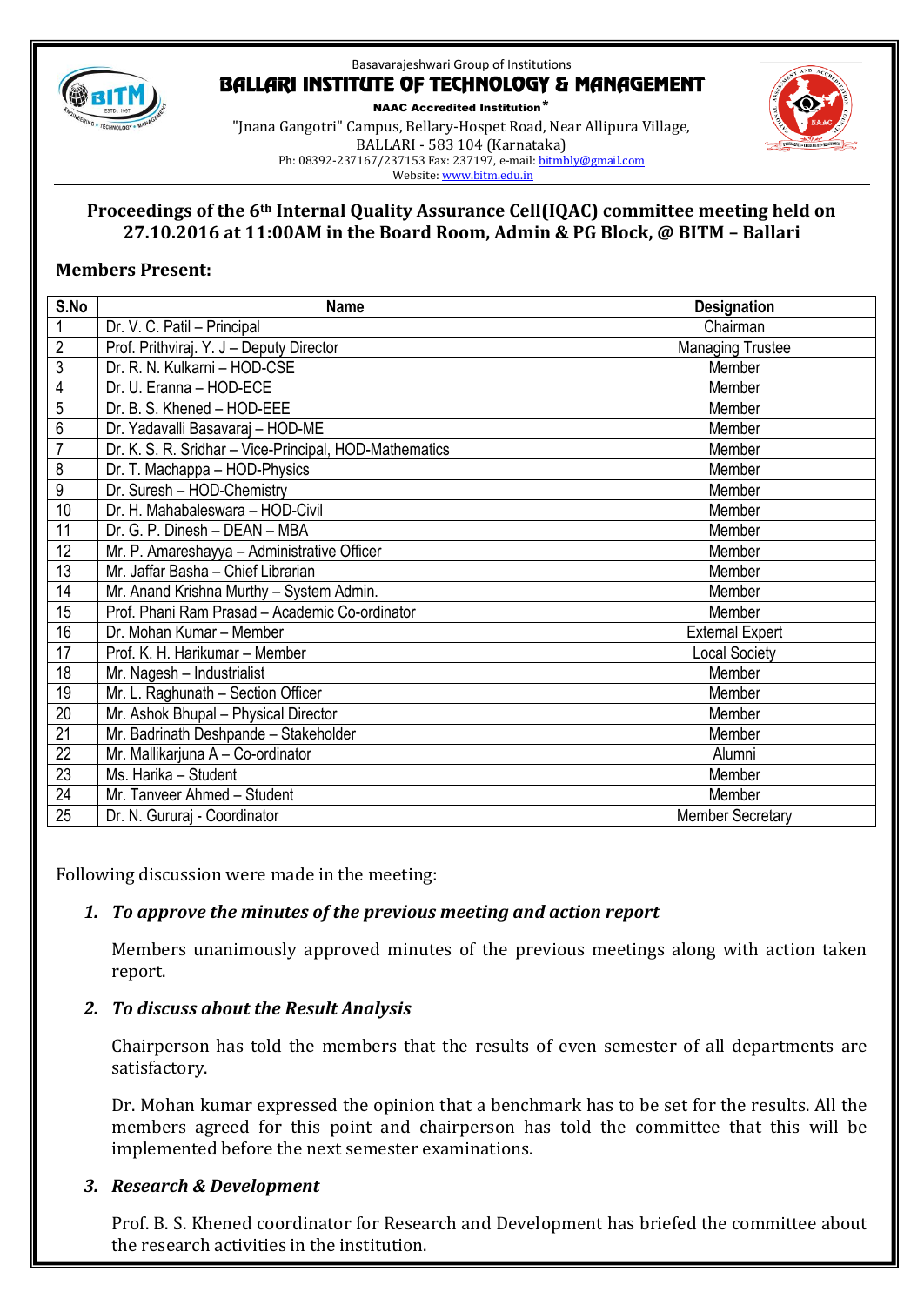Basavarajeshwari Group of Institutions

# BALLARI INSTITUTE OF TECHNOLOGY & MANAGEMENT

**NAAC Accredited Institution***

"Jnana Gangotri" Campus, Bellary-Hospet Road, Near Allipura Village,
BALLARI - 583 104 (Karnataka)
Ph: 08392-237167/237153 Fax: 237197, e-mail: bitmbly@gmail.com
Website: www.bitm.edu.in

## Proceedings of the 6th Internal Quality Assurance Cell(IQAC) committee meeting held on 27.10.2016 at 11:00AM in the Board Room, Admin & PG Block, @ BITM – Ballari

### Members Present:

| S.No | Name | Designation |
|---|---|---|
| 1 | Dr. V. C. Patil – Principal | Chairman |
| 2 | Prof. Prithviraj. Y. J – Deputy Director | Managing Trustee |
| 3 | Dr. R. N. Kulkarni – HOD-CSE | Member |
| 4 | Dr. U. Eranna – HOD-ECE | Member |
| 5 | Dr. B. S. Khened – HOD-EEE | Member |
| 6 | Dr. Yadavalli Basavaraj – HOD-ME | Member |
| 7 | Dr. K. S. R. Sridhar – Vice-Principal, HOD-Mathematics | Member |
| 8 | Dr. T. Machappa – HOD-Physics | Member |
| 9 | Dr. Suresh – HOD-Chemistry | Member |
| 10 | Dr. H. Mahabaleswara – HOD-Civil | Member |
| 11 | Dr. G. P. Dinesh – DEAN – MBA | Member |
| 12 | Mr. P. Amareshayya – Administrative Officer | Member |
| 13 | Mr. Jaffar Basha – Chief Librarian | Member |
| 14 | Mr. Anand Krishna Murthy – System Admin. | Member |
| 15 | Prof. Phani Ram Prasad – Academic Co-ordinator | Member |
| 16 | Dr. Mohan Kumar – Member | External Expert |
| 17 | Prof. K. H. Harikumar – Member | Local Society |
| 18 | Mr. Nagesh – Industrialist | Member |
| 19 | Mr. L. Raghunath – Section Officer | Member |
| 20 | Mr. Ashok Bhupal – Physical Director | Member |
| 21 | Mr. Badrinath Deshpande – Stakeholder | Member |
| 22 | Mr. Mallikarjuna A – Co-ordinator | Alumni |
| 23 | Ms. Harika – Student | Member |
| 24 | Mr. Tanveer Ahmed – Student | Member |
| 25 | Dr. N. Gururaj - Coordinator | Member Secretary |

Following discussion were made in the meeting:

1. ***To approve the minutes of the previous meeting and action report***

   Members unanimously approved minutes of the previous meetings along with action taken report.

2. ***To discuss about the Result Analysis***

   Chairperson has told the members that the results of even semester of all departments are satisfactory.

   Dr. Mohan kumar expressed the opinion that a benchmark has to be set for the results. All the members agreed for this point and chairperson has told the committee that this will be implemented before the next semester examinations.

3. ***Research & Development***

   Prof. B. S. Khened coordinator for Research and Development has briefed the committee about the research activities in the institution.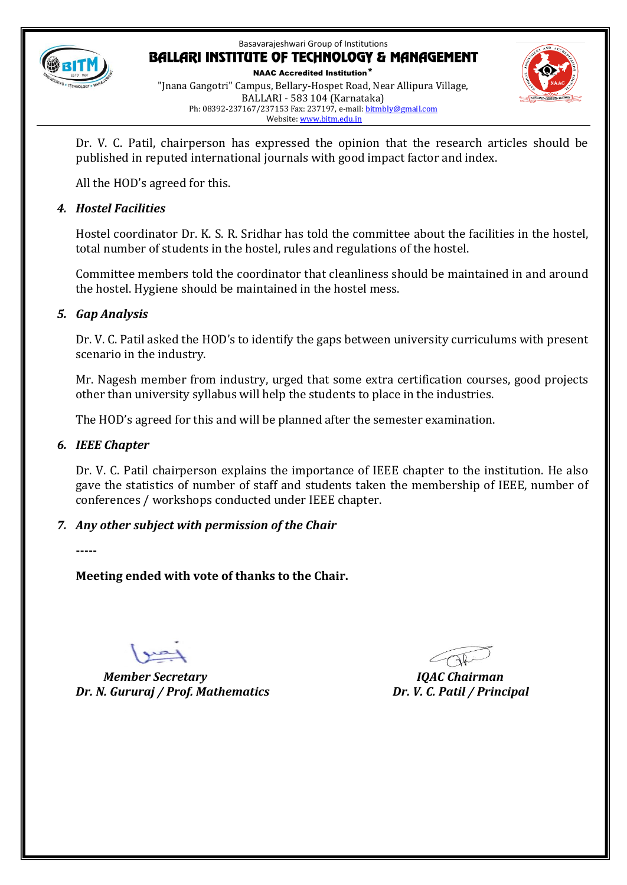Dr. V. C. Patil, chairperson has expressed the opinion that the research articles should be published in reputed international journals with good impact factor and index.

All the HOD's agreed for this.

4. ***Hostel Facilities***

Hostel coordinator Dr. K. S. R. Sridhar has told the committee about the facilities in the hostel, total number of students in the hostel, rules and regulations of the hostel.

Committee members told the coordinator that cleanliness should be maintained in and around the hostel. Hygiene should be maintained in the hostel mess.

5. ***Gap Analysis***

Dr. V. C. Patil asked the HOD's to identify the gaps between university curriculums with present scenario in the industry.

Mr. Nagesh member from industry, urged that some extra certification courses, good projects other than university syllabus will help the students to place in the industries.

The HOD's agreed for this and will be planned after the semester examination.

6. ***IEEE Chapter***

Dr. V. C. Patil chairperson explains the importance of IEEE chapter to the institution. He also gave the statistics of number of staff and students taken the membership of IEEE, number of conferences / workshops conducted under IEEE chapter.

7. ***Any other subject with permission of the Chair***

-----

**Meeting ended with vote of thanks to the Chair.**

***Member Secretary***
***Dr. N. Gururaj / Prof. Mathematics***

***IQAC Chairman***
***Dr. V. C. Patil / Principal***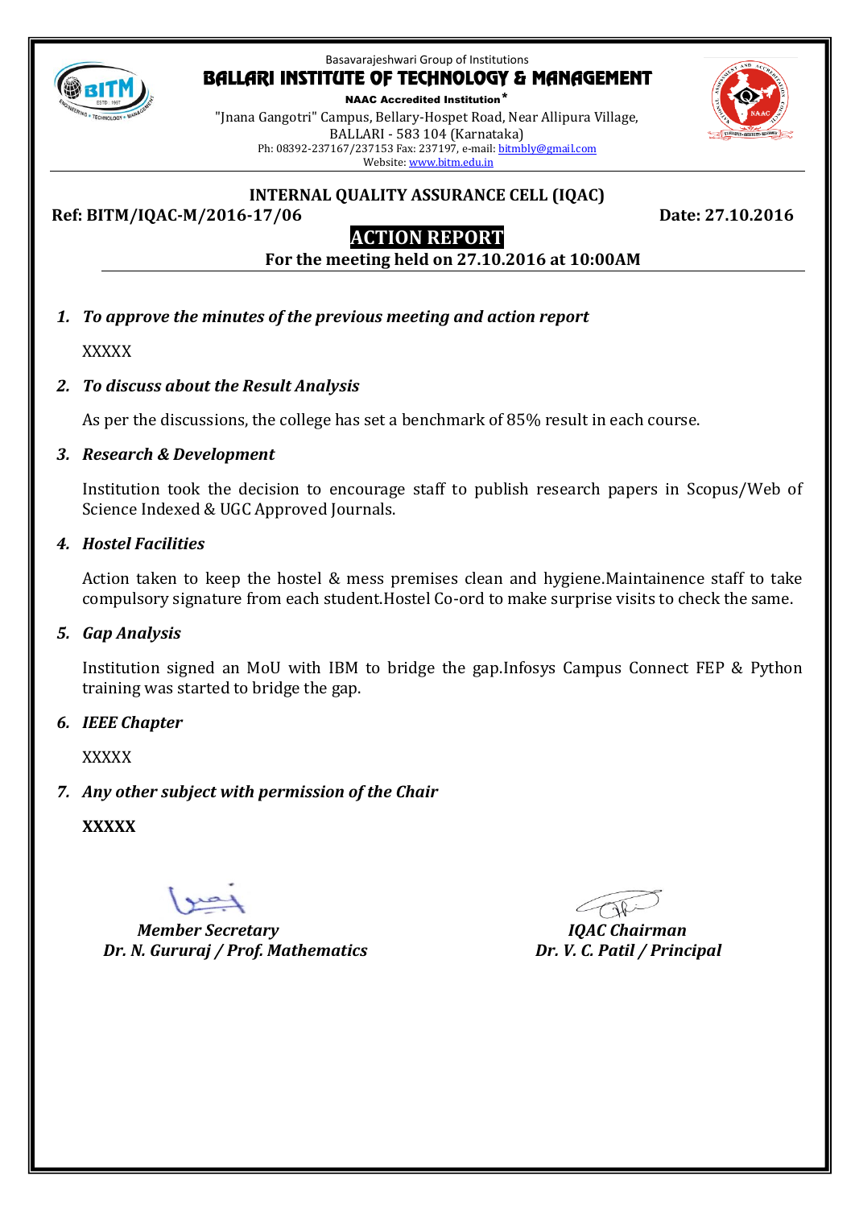Basavarajeshwari Group of Institutions

# BALLARI INSTITUTE OF TECHNOLOGY & MANAGEMENT

**NAAC Accredited Institution***

"Jnana Gangotri" Campus, Bellary-Hospet Road, Near Allipura Village,
BALLARI - 583 104 (Karnataka)
Ph: 08392-237167/237153 Fax: 237197, e-mail: bitmbly@gmail.com
Website: www.bitm.edu.in

**INTERNAL QUALITY ASSURANCE CELL (IQAC)**

**Ref: BITM/IQAC-M/2016-17/06** **Date: 27.10.2016**

## ACTION REPORT

**For the meeting held on 27.10.2016 at 10:00AM**

1. ***To approve the minutes of the previous meeting and action report***

   XXXXX

2. ***To discuss about the Result Analysis***

   As per the discussions, the college has set a benchmark of 85% result in each course.

3. ***Research & Development***

   Institution took the decision to encourage staff to publish research papers in Scopus/Web of Science Indexed & UGC Approved Journals.

4. ***Hostel Facilities***

   Action taken to keep the hostel & mess premises clean and hygiene.Maintainence staff to take compulsory signature from each student.Hostel Co-ord to make surprise visits to check the same.

5. ***Gap Analysis***

   Institution signed an MoU with IBM to bridge the gap.Infosys Campus Connect FEP & Python training was started to bridge the gap.

6. ***IEEE Chapter***

   XXXXX

7. ***Any other subject with permission of the Chair***

   **XXXXX**

***Member Secretary***
***Dr. N. Gururaj / Prof. Mathematics***

***IQAC Chairman***
***Dr. V. C. Patil / Principal***